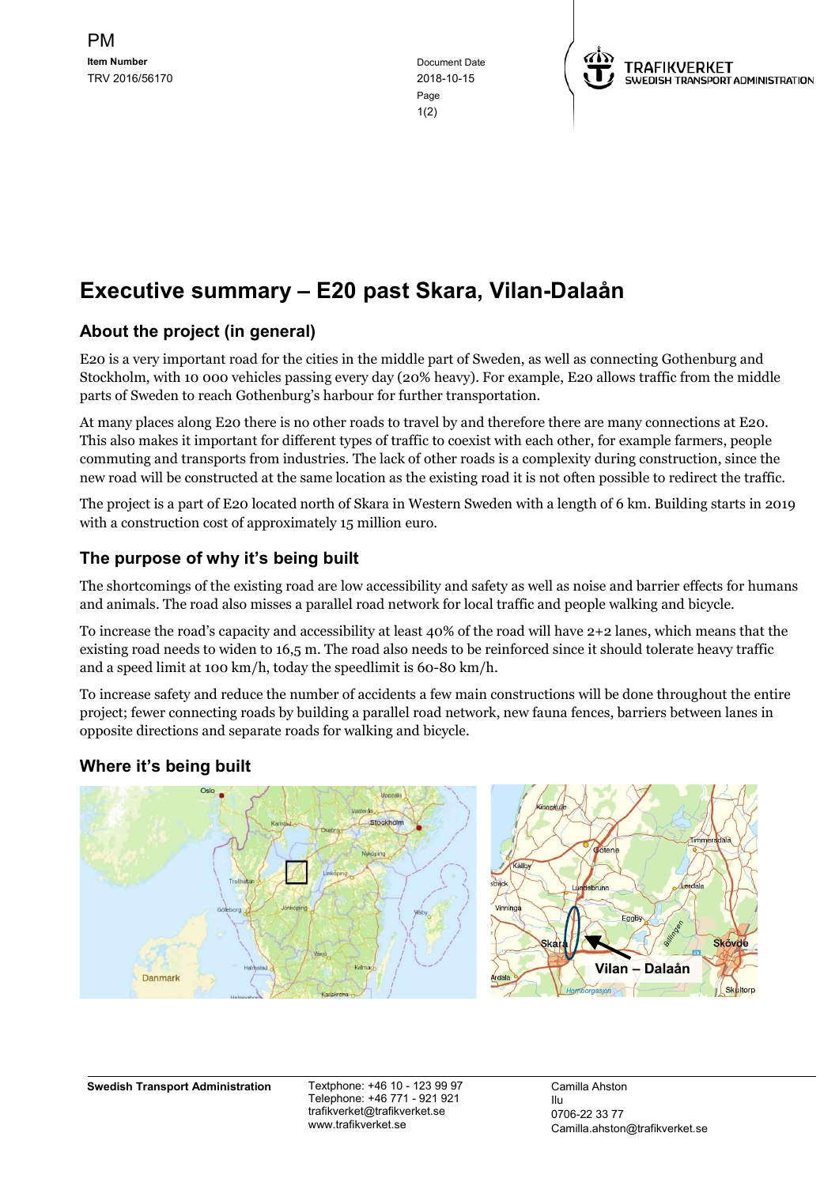PM

**Item Number**
TRV 2016/56170

Document Date
2018-10-15

# Executive summary – E20 past Skara, Vilan-Dalaån

## About the project (in general)

E20 is a very important road for the cities in the middle part of Sweden, as well as connecting Gothenburg and Stockholm, with 10 000 vehicles passing every day (20% heavy). For example, E20 allows traffic from the middle parts of Sweden to reach Gothenburg's harbour for further transportation.

At many places along E20 there is no other roads to travel by and therefore there are many connections at E20. This also makes it important for different types of traffic to coexist with each other, for example farmers, people commuting and transports from industries. The lack of other roads is a complexity during construction, since the new road will be constructed at the same location as the existing road it is not often possible to redirect the traffic.

The project is a part of E20 located north of Skara in Western Sweden with a length of 6 km. Building starts in 2019 with a construction cost of approximately 15 million euro.

## The purpose of why it's being built

The shortcomings of the existing road are low accessibility and safety as well as noise and barrier effects for humans and animals. The road also misses a parallel road network for local traffic and people walking and bicycle.

To increase the road's capacity and accessibility at least 40% of the road will have 2+2 lanes, which means that the existing road needs to widen to 16,5 m. The road also needs to be reinforced since it should tolerate heavy traffic and a speed limit at 100 km/h, today the speedlimit is 60-80 km/h.

To increase safety and reduce the number of accidents a few main constructions will be done throughout the entire project; fewer connecting roads by building a parallel road network, new fauna fences, barriers between lanes in opposite directions and separate roads for walking and bicycle.

## Where it's being built

**Swedish Transport Administration**

Textphone: +46 10 - 123 99 97
Telephone: +46 771 - 921 921
trafikverket@trafikverket.se
www.trafikverket.se

Camilla Ahston
Ilu
0706-22 33 77
Camilla.ahston@trafikverket.se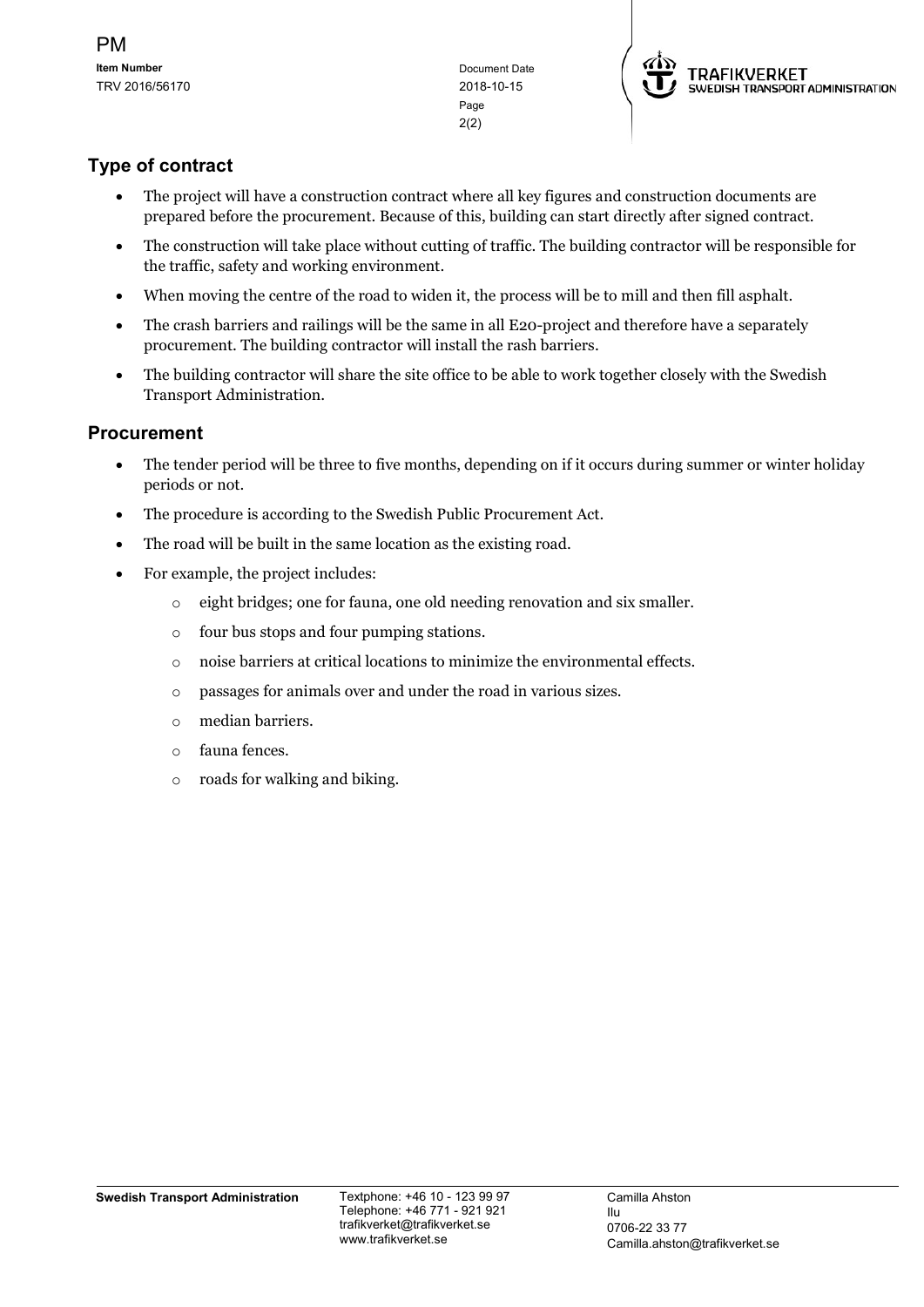## Type of contract

- The project will have a construction contract where all key figures and construction documents are prepared before the procurement. Because of this, building can start directly after signed contract.
- The construction will take place without cutting of traffic. The building contractor will be responsible for the traffic, safety and working environment.
- When moving the centre of the road to widen it, the process will be to mill and then fill asphalt.
- The crash barriers and railings will be the same in all E20-project and therefore have a separately procurement. The building contractor will install the rash barriers.
- The building contractor will share the site office to be able to work together closely with the Swedish Transport Administration.

## Procurement

- The tender period will be three to five months, depending on if it occurs during summer or winter holiday periods or not.
- The procedure is according to the Swedish Public Procurement Act.
- The road will be built in the same location as the existing road.
- For example, the project includes:
    - eight bridges; one for fauna, one old needing renovation and six smaller.
    - four bus stops and four pumping stations.
    - noise barriers at critical locations to minimize the environmental effects.
    - passages for animals over and under the road in various sizes.
    - median barriers.
    - fauna fences.
    - roads for walking and biking.